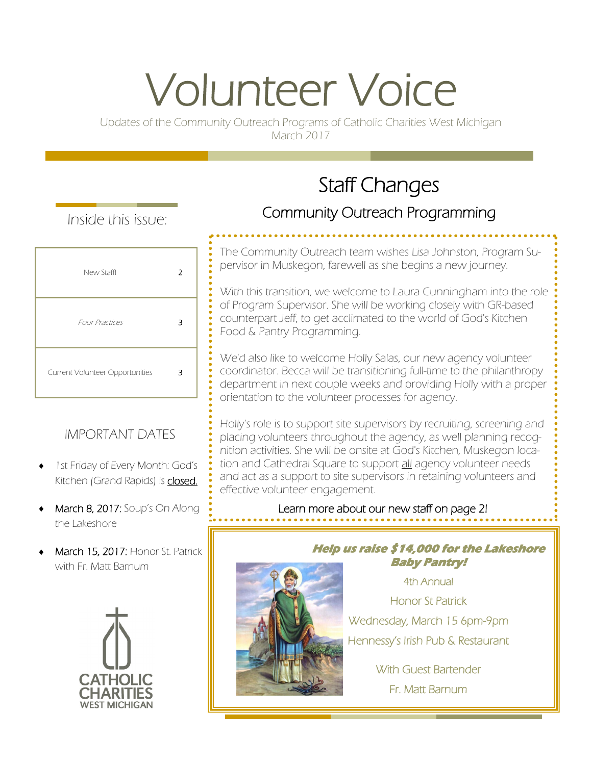# Volunteer Voice

Updates of the Community Outreach Programs of Catholic Charities West Michigan
March 2017

## Inside this issue:

| | |
|---|---|
| New Staff! | 2 |
| *Four Practices* | 3 |
| Current Volunteer Opportunities | 3 |

## IMPORTANT DATES

- 1st Friday of Every Month: God's Kitchen (Grand Rapids) is closed.
- March 8, 2017: Soup's On Along the Lakeshore
- March 15, 2017: Honor St. Patrick with Fr. Matt Barnum

CATHOLIC CHARITIES WEST MICHIGAN

## Staff Changes

### Community Outreach Programming

The Community Outreach team wishes Lisa Johnston, Program Supervisor in Muskegon, farewell as she begins a new journey.

With this transition, we welcome to Laura Cunningham into the role of Program Supervisor. She will be working closely with GR-based counterpart Jeff, to get acclimated to the world of God's Kitchen Food & Pantry Programming.

We'd also like to welcome Holly Salas, our new agency volunteer coordinator. Becca will be transitioning full-time to the philanthropy department in next couple weeks and providing Holly with a proper orientation to the volunteer processes for agency.

Holly's role is to support site supervisors by recruiting, screening and placing volunteers throughout the agency, as well planning recognition activities. She will be onsite at God's Kitchen, Muskegon location and Cathedral Square to support all agency volunteer needs and act as a support to site supervisors in retaining volunteers and effective volunteer engagement.

Learn more about our new staff on page 2!

***Help us raise $14,000 for the Lakeshore Baby Pantry!***

4th Annual

Honor St Patrick

Wednesday, March 15 6pm-9pm

Hennessy's Irish Pub & Restaurant

With Guest Bartender

Fr. Matt Barnum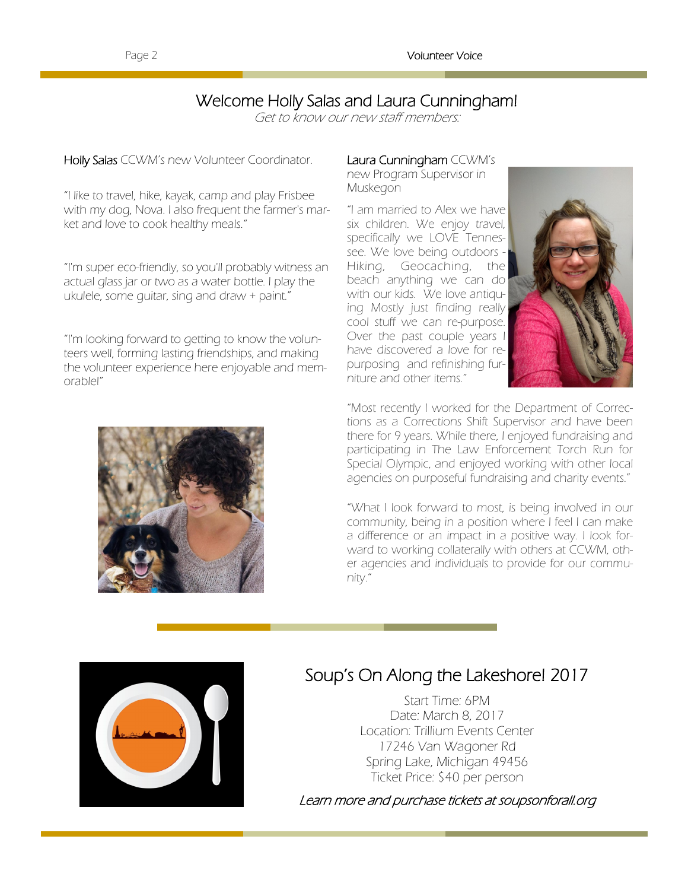# Welcome Holly Salas and Laura Cunningham!

*Get to know our new staff members:*

**Holly Salas** CCWM's new Volunteer Coordinator.

"I like to travel, hike, kayak, camp and play Frisbee with my dog, Nova. I also frequent the farmer's market and love to cook healthy meals."

"I'm super eco-friendly, so you'll probably witness an actual glass jar or two as a water bottle. I play the ukulele, some guitar, sing and draw + paint."

"I'm looking forward to getting to know the volunteers well, forming lasting friendships, and making the volunteer experience here enjoyable and memorable!"

**Laura Cunningham** CCWM's new Program Supervisor in Muskegon

"I am married to Alex we have six children. We enjoy travel, specifically we LOVE Tennessee. We love being outdoors - Hiking, Geocaching, the beach anything we can do with our kids. We love antiquing Mostly just finding really cool stuff we can re-purpose. Over the past couple years I have discovered a love for re-purposing and refinishing furniture and other items."

"Most recently I worked for the Department of Corrections as a Corrections Shift Supervisor and have been there for 9 years. While there, I enjoyed fundraising and participating in The Law Enforcement Torch Run for Special Olympic, and enjoyed working with other local agencies on purposeful fundraising and charity events."

"What I look forward to most, is being involved in our community, being in a position where I feel I can make a difference or an impact in a positive way. I look forward to working collaterally with others at CCWM, other agencies and individuals to provide for our community."

## Soup's On Along the Lakeshore! 2017

Start Time: 6PM
Date: March 8, 2017
Location: Trillium Events Center
17246 Van Wagoner Rd
Spring Lake, Michigan 49456
Ticket Price: $40 per person

*Learn more and purchase tickets at soupsonforall.org*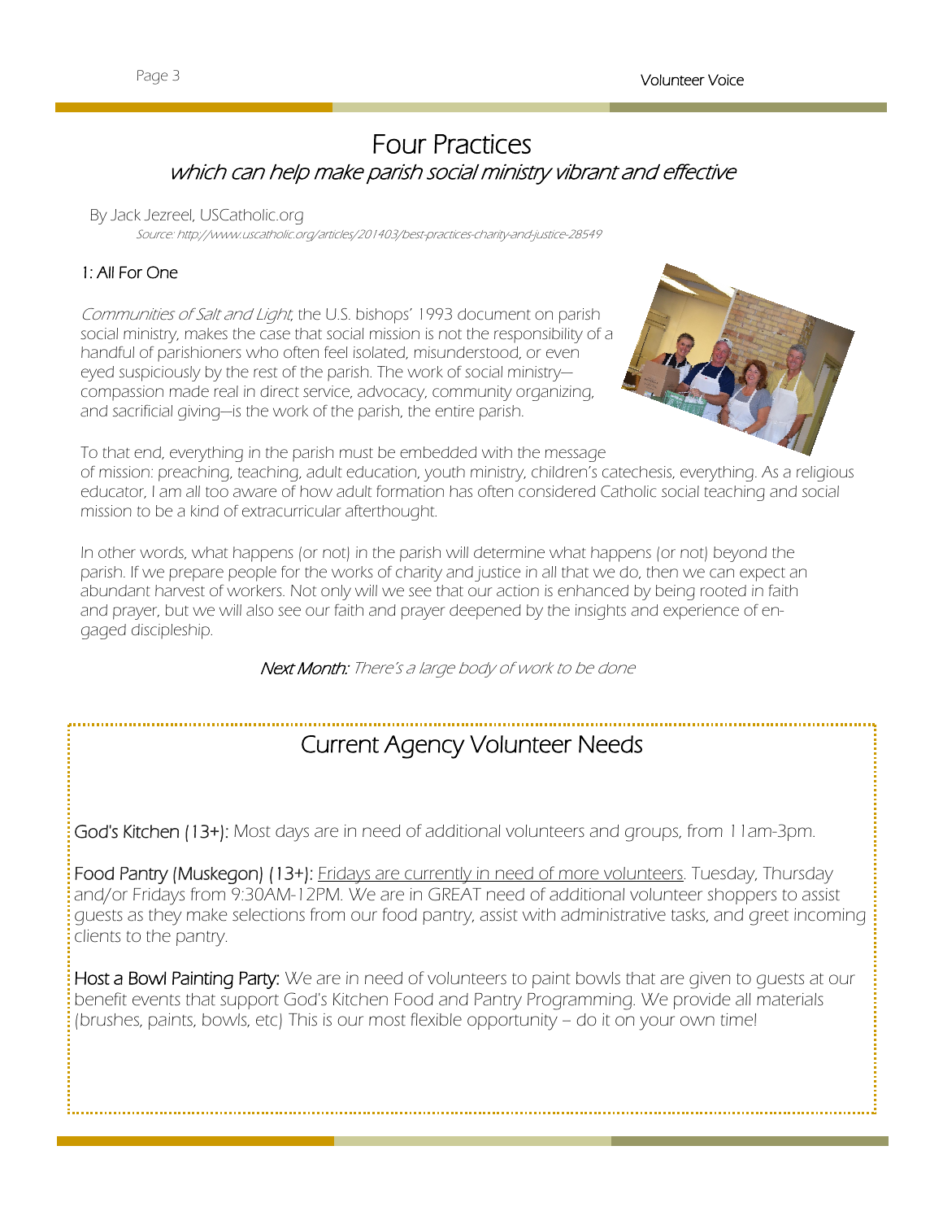# Four Practices

## *which can help make parish social ministry vibrant and effective*

By Jack Jezreel, USCatholic.org

*Source: http://www.uscatholic.org/articles/201403/best-practices-charity-and-justice-28549*

### 1: All For One

*Communities of Salt and Light*, the U.S. bishops' 1993 document on parish social ministry, makes the case that social mission is not the responsibility of a handful of parishioners who often feel isolated, misunderstood, or even eyed suspiciously by the rest of the parish. The work of social ministry—compassion made real in direct service, advocacy, community organizing, and sacrificial giving—is the work of the parish, the entire parish.

To that end, everything in the parish must be embedded with the message of mission: preaching, teaching, adult education, youth ministry, children's catechesis, everything. As a religious educator, I am all too aware of how adult formation has often considered Catholic social teaching and social mission to be a kind of extracurricular afterthought.

In other words, what happens (or not) in the parish will determine what happens (or not) beyond the parish. If we prepare people for the works of charity and justice in all that we do, then we can expect an abundant harvest of workers. Not only will we see that our action is enhanced by being rooted in faith and prayer, but we will also see our faith and prayer deepened by the insights and experience of engaged discipleship.

**Next Month:** *There's a large body of work to be done*

## Current Agency Volunteer Needs

**God's Kitchen (13+):** Most days are in need of additional volunteers and groups, from 11am-3pm.

**Food Pantry (Muskegon) (13+):** Fridays are currently in need of more volunteers. Tuesday, Thursday and/or Fridays from 9:30AM-12PM. We are in GREAT need of additional volunteer shoppers to assist guests as they make selections from our food pantry, assist with administrative tasks, and greet incoming clients to the pantry.

**Host a Bowl Painting Party:** We are in need of volunteers to paint bowls that are given to guests at our benefit events that support God's Kitchen Food and Pantry Programming. We provide all materials (brushes, paints, bowls, etc) This is our most flexible opportunity – do it on your own time!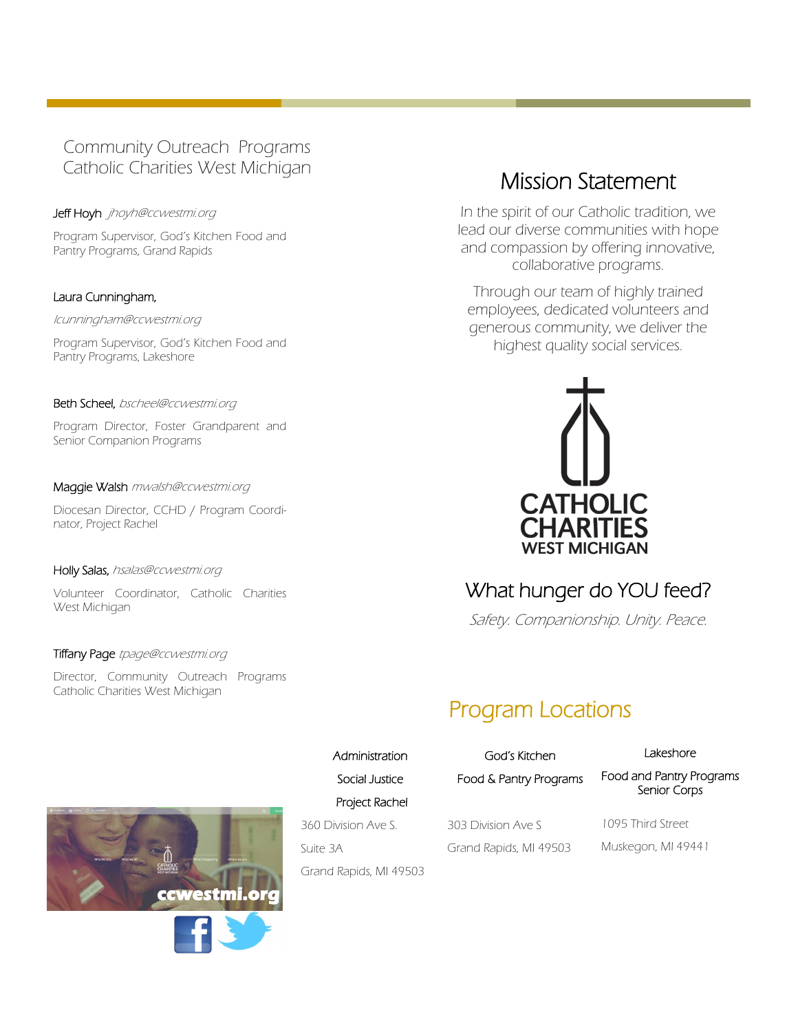## Community Outreach Programs
## Catholic Charities West Michigan

Jeff Hoyh *jhoyh@ccwestmi.org*

Program Supervisor, God's Kitchen Food and Pantry Programs, Grand Rapids

Laura Cunningham,

*lcunningham@ccwestmi.org*

Program Supervisor, God's Kitchen Food and Pantry Programs, Lakeshore

Beth Scheel, *bscheel@ccwestmi.org*

Program Director, Foster Grandparent and Senior Companion Programs

Maggie Walsh *mwalsh@ccwestmi.org*

Diocesan Director, CCHD / Program Coordinator, Project Rachel

Holly Salas, *hsalas@ccwestmi.org*

Volunteer Coordinator, Catholic Charities West Michigan

Tiffany Page *tpage@ccwestmi.org*

Director, Community Outreach Programs Catholic Charities West Michigan

ccwestmi.org

## Mission Statement

In the spirit of our Catholic tradition, we lead our diverse communities with hope and compassion by offering innovative, collaborative programs.

Through our team of highly trained employees, dedicated volunteers and generous community, we deliver the highest quality social services.

CATHOLIC CHARITIES WEST MICHIGAN

## What hunger do YOU feed?

*Safety. Companionship. Unity. Peace.*

## Program Locations

| Administration<br>Social Justice<br>Project Rachel | God's Kitchen<br>Food & Pantry Programs | Lakeshore<br>Food and Pantry Programs<br>Senior Corps |
|---|---|---|
| 360 Division Ave S.<br>Suite 3A<br>Grand Rapids, MI 49503 | 303 Division Ave S<br>Grand Rapids, MI 49503 | 1095 Third Street<br>Muskegon, MI 49441 |